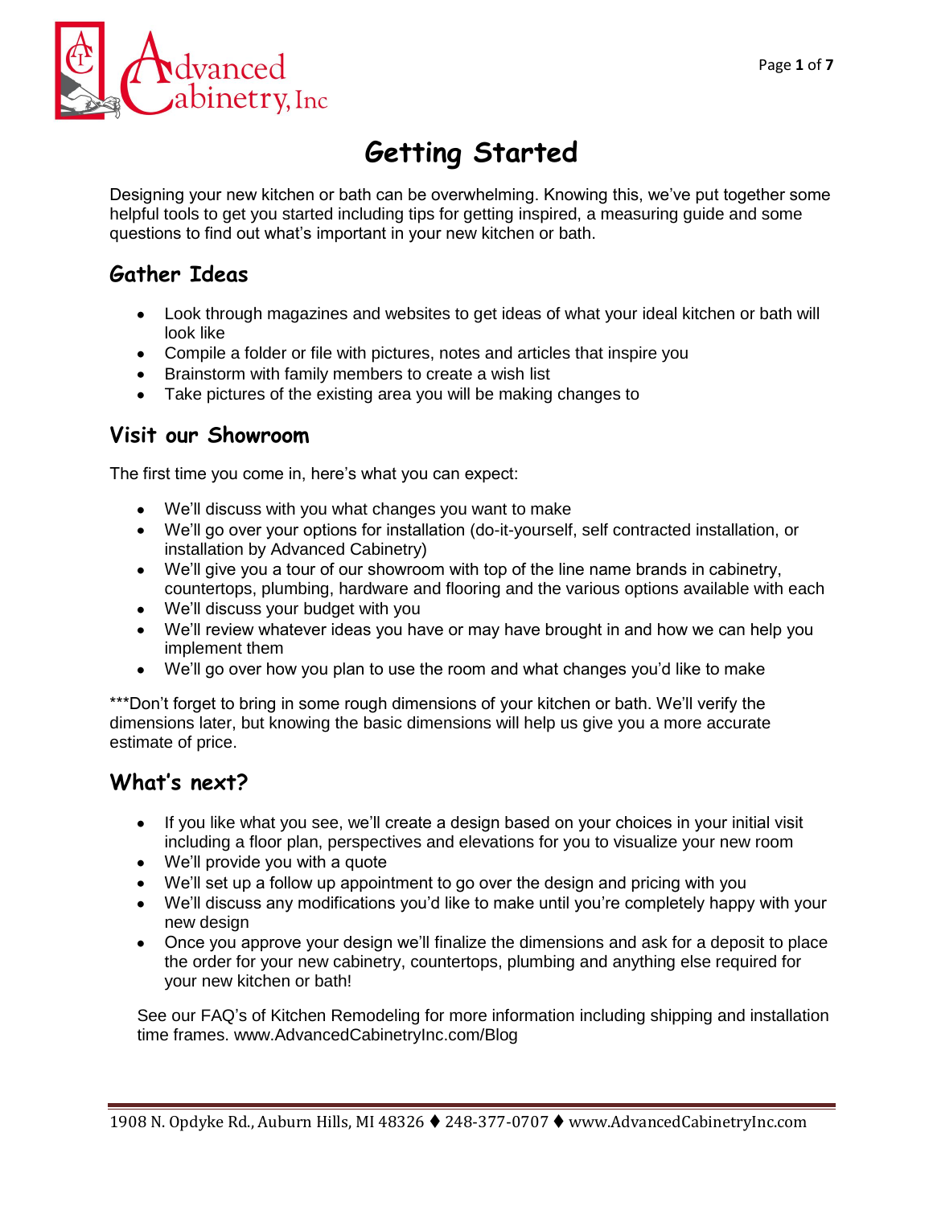# Getting Started

Designing your new kitchen or bath can be overwhelming. Knowing this, we've put together some helpful tools to get you started including tips for getting inspired, a measuring guide and some questions to find out what's important in your new kitchen or bath.

## Gather Ideas

- Look through magazines and websites to get ideas of what your ideal kitchen or bath will look like
- Compile a folder or file with pictures, notes and articles that inspire you
- Brainstorm with family members to create a wish list
- Take pictures of the existing area you will be making changes to

## Visit our Showroom

The first time you come in, here's what you can expect:

- We'll discuss with you what changes you want to make
- We'll go over your options for installation (do-it-yourself, self contracted installation, or installation by Advanced Cabinetry)
- We'll give you a tour of our showroom with top of the line name brands in cabinetry, countertops, plumbing, hardware and flooring and the various options available with each
- We'll discuss your budget with you
- We'll review whatever ideas you have or may have brought in and how we can help you implement them
- We'll go over how you plan to use the room and what changes you'd like to make

***Don't forget to bring in some rough dimensions of your kitchen or bath. We'll verify the dimensions later, but knowing the basic dimensions will help us give you a more accurate estimate of price.

## What's next?

- If you like what you see, we'll create a design based on your choices in your initial visit including a floor plan, perspectives and elevations for you to visualize your new room
- We'll provide you with a quote
- We'll set up a follow up appointment to go over the design and pricing with you
- We'll discuss any modifications you'd like to make until you're completely happy with your new design
- Once you approve your design we'll finalize the dimensions and ask for a deposit to place the order for your new cabinetry, countertops, plumbing and anything else required for your new kitchen or bath!

See our FAQ's of Kitchen Remodeling for more information including shipping and installation time frames. www.AdvancedCabinetryInc.com/Blog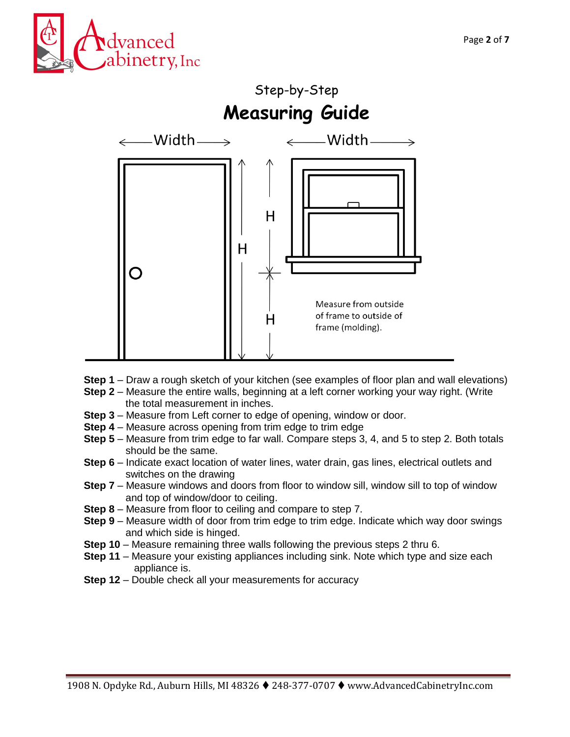## Step-by-Step

# Measuring Guide

Width Width

H H H

Measure from outside of frame to outside of frame (molding).

**Step 1** – Draw a rough sketch of your kitchen (see examples of floor plan and wall elevations)
**Step 2** – Measure the entire walls, beginning at a left corner working your way right. (Write the total measurement in inches.
**Step 3** – Measure from Left corner to edge of opening, window or door.
**Step 4** – Measure across opening from trim edge to trim edge
**Step 5** – Measure from trim edge to far wall. Compare steps 3, 4, and 5 to step 2. Both totals should be the same.
**Step 6** – Indicate exact location of water lines, water drain, gas lines, electrical outlets and switches on the drawing
**Step 7** – Measure windows and doors from floor to window sill, window sill to top of window and top of window/door to ceiling.
**Step 8** – Measure from floor to ceiling and compare to step 7.
**Step 9** – Measure width of door from trim edge to trim edge. Indicate which way door swings and which side is hinged.
**Step 10** – Measure remaining three walls following the previous steps 2 thru 6.
**Step 11** – Measure your existing appliances including sink. Note which type and size each appliance is.
**Step 12** – Double check all your measurements for accuracy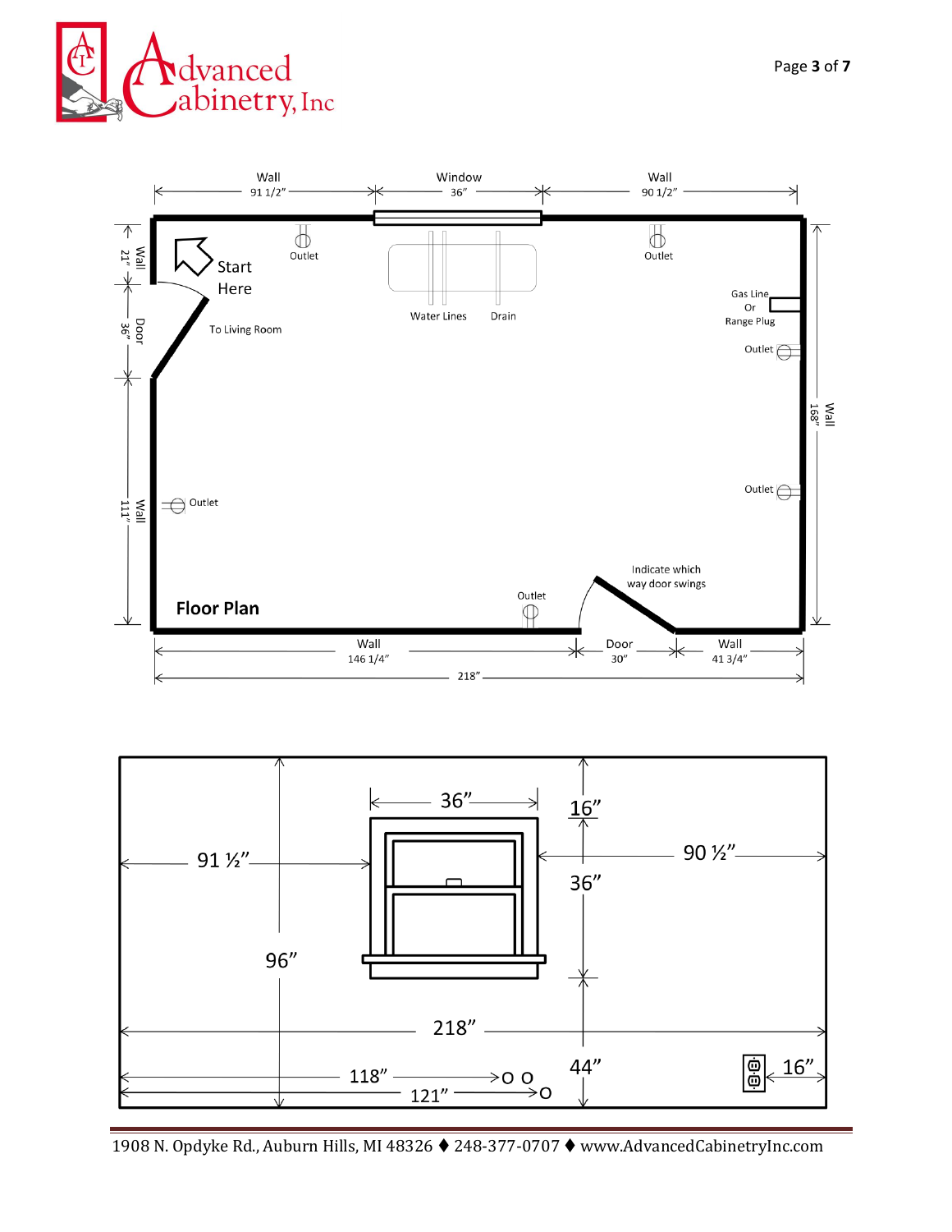Wall 91 1/2″ | Window 36″ | Wall 90 1/2″

Wall 21″

Start Here

Outlet

Water Lines | Drain

Outlet

Gas Line Or Range Plug

Door 36″

To Living Room

Outlet

Wall 168″

Outlet

Wall 111″

Outlet

Indicate which way door swings

Outlet

**Floor Plan**

Wall 146 1/4″ | Door 30″ | Wall 41 3/4″

218″

---

36″

16″

91 ½″

90 ½″

36″

96″

218″

118″

121″

44″

16″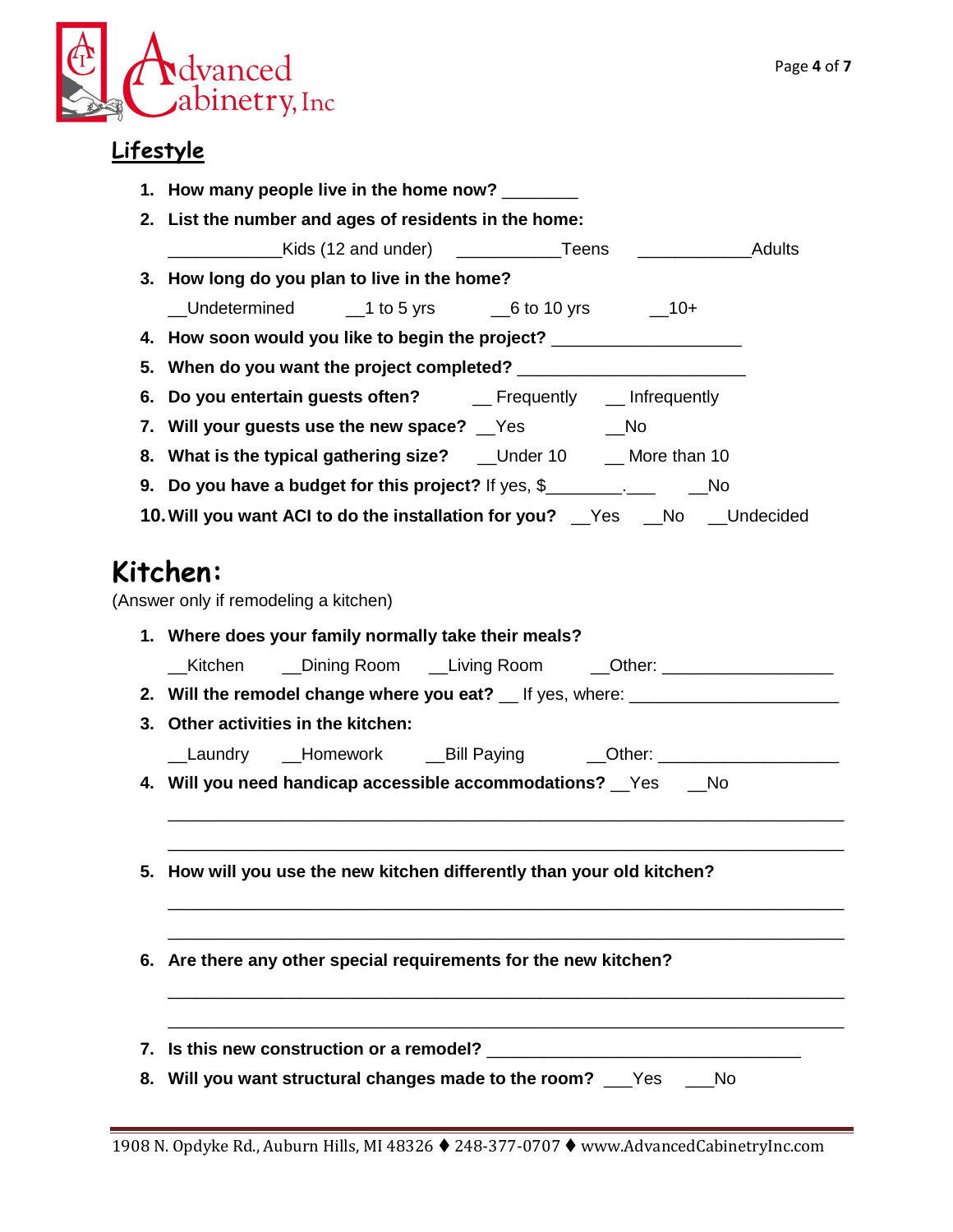## Lifestyle

1. **How many people live in the home now?** ________
2. **List the number and ages of residents in the home:**

   ____________Kids (12 and under) ___________Teens ____________Adults
3. **How long do you plan to live in the home?**

   __Undetermined __1 to 5 yrs __6 to 10 yrs __10+
4. **How soon would you like to begin the project?** ____________________
5. **When do you want the project completed?** ________________________
6. **Do you entertain guests often?** __ Frequently __ Infrequently
7. **Will your guests use the new space?** __Yes __No
8. **What is the typical gathering size?** __Under 10 __ More than 10
9. **Do you have a budget for this project?** If yes, $________.___ __No
10. **Will you want ACI to do the installation for you?** __Yes __No __Undecided

# Kitchen:

(Answer only if remodeling a kitchen)

1. **Where does your family normally take their meals?**

   __Kitchen __Dining Room __Living Room __Other: __________________
2. **Will the remodel change where you eat?** __ If yes, where: ______________________
3. **Other activities in the kitchen:**

   __Laundry __Homework __Bill Paying __Other: ___________________
4. **Will you need handicap accessible accommodations?** __Yes __No

   ________________________________________________________________________

   ________________________________________________________________________
5. **How will you use the new kitchen differently than your old kitchen?**

   ________________________________________________________________________

   ________________________________________________________________________
6. **Are there any other special requirements for the new kitchen?**

   ________________________________________________________________________

   ________________________________________________________________________
7. **Is this new construction or a remodel?** _________________________________
8. **Will you want structural changes made to the room?** ___Yes ___No

1908 N. Opdyke Rd., Auburn Hills, MI 48326 ♦ 248-377-0707 ♦ www.AdvancedCabinetryInc.com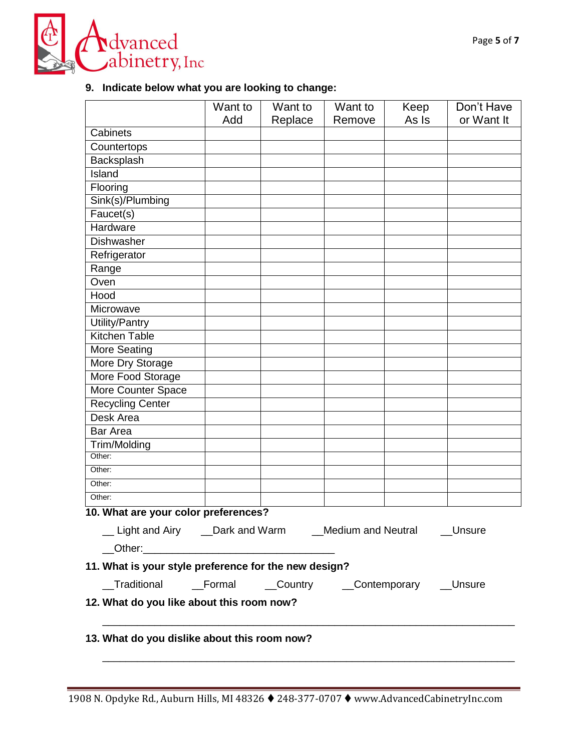**9. Indicate below what you are looking to change:**

| | Want to Add | Want to Replace | Want to Remove | Keep As Is | Don't Have or Want It |
|---|---|---|---|---|---|
| Cabinets | | | | | |
| Countertops | | | | | |
| Backsplash | | | | | |
| Island | | | | | |
| Flooring | | | | | |
| Sink(s)/Plumbing | | | | | |
| Faucet(s) | | | | | |
| Hardware | | | | | |
| Dishwasher | | | | | |
| Refrigerator | | | | | |
| Range | | | | | |
| Oven | | | | | |
| Hood | | | | | |
| Microwave | | | | | |
| Utility/Pantry | | | | | |
| Kitchen Table | | | | | |
| More Seating | | | | | |
| More Dry Storage | | | | | |
| More Food Storage | | | | | |
| More Counter Space | | | | | |
| Recycling Center | | | | | |
| Desk Area | | | | | |
| Bar Area | | | | | |
| Trim/Molding | | | | | |
| Other: | | | | | |
| Other: | | | | | |
| Other: | | | | | |
| Other: | | | | | |

**10. What are your color preferences?**

__ Light and Airy __Dark and Warm __Medium and Neutral __Unsure

__Other:_________________________________

**11. What is your style preference for the new design?**

__Traditional __Formal __Country __Contemporary __Unsure

**12. What do you like about this room now?**

_______________________________________________________________________

**13. What do you dislike about this room now?**

_______________________________________________________________________

1908 N. Opdyke Rd., Auburn Hills, MI 48326 ♦ 248-377-0707 ♦ www.AdvancedCabinetryInc.com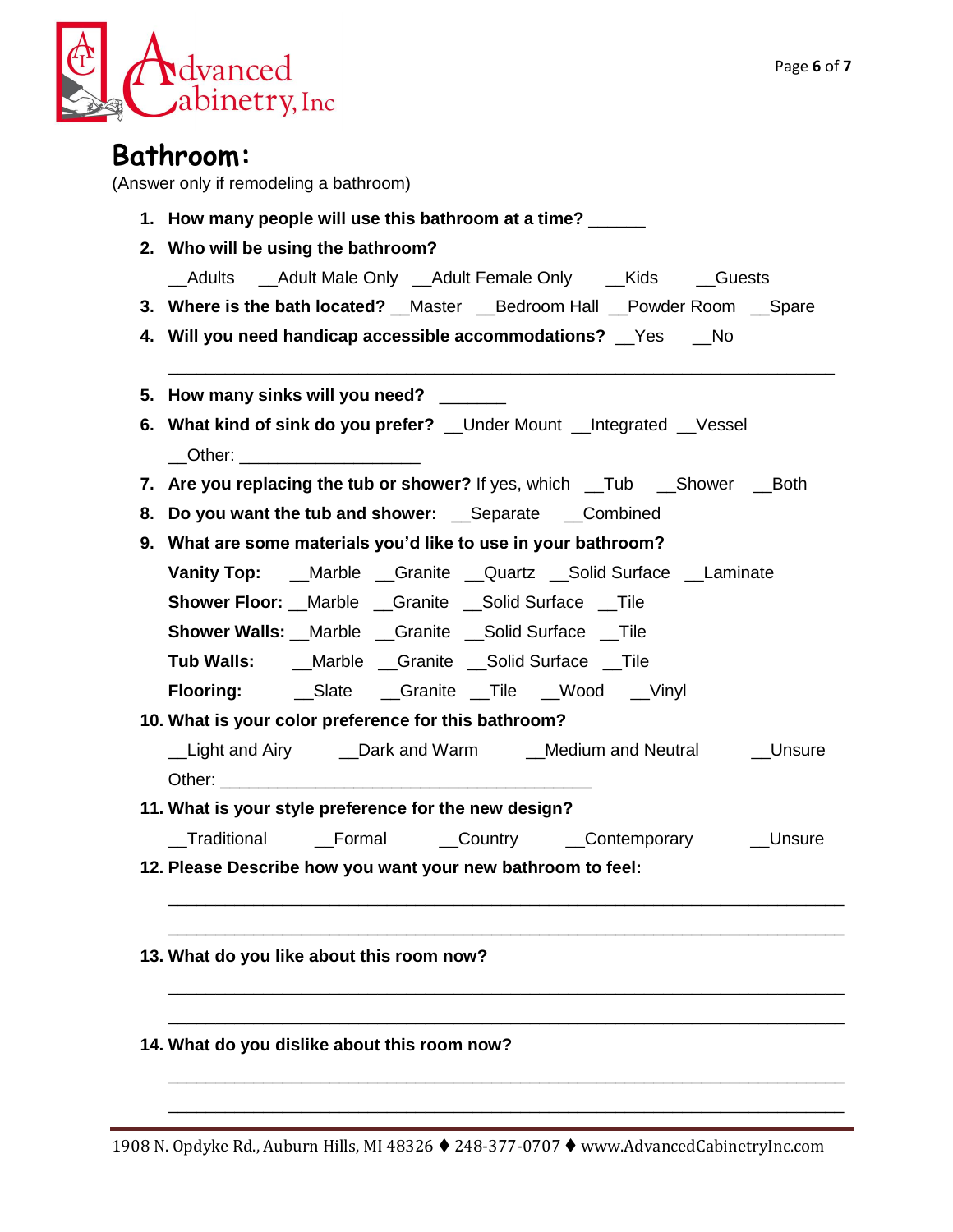## Bathroom:

(Answer only if remodeling a bathroom)

1. **How many people will use this bathroom at a time?** ______
2. **Who will be using the bathroom?**
   __Adults __Adult Male Only __Adult Female Only __Kids __Guests
3. **Where is the bath located?** __Master __Bedroom Hall __Powder Room __Spare
4. **Will you need handicap accessible accommodations?** __Yes __No
   ________________________________________________________________
5. **How many sinks will you need?** _______
6. **What kind of sink do you prefer?** __Under Mount __Integrated __Vessel
   __Other: ___________________
7. **Are you replacing the tub or shower?** If yes, which __Tub __Shower __Both
8. **Do you want the tub and shower:** __Separate __Combined
9. **What are some materials you'd like to use in your bathroom?**
   **Vanity Top:** __Marble __Granite __Quartz __Solid Surface __Laminate
   **Shower Floor:** __Marble __Granite __Solid Surface __Tile
   **Shower Walls:** __Marble __Granite __Solid Surface __Tile
   **Tub Walls:** __Marble __Granite __Solid Surface __Tile
   **Flooring:** __Slate __Granite __Tile __Wood __Vinyl
10. **What is your color preference for this bathroom?**
    __Light and Airy __Dark and Warm __Medium and Neutral __Unsure
    Other: ________________________________________
11. **What is your style preference for the new design?**
    __Traditional __Formal __Country __Contemporary __Unsure
12. **Please Describe how you want your new bathroom to feel:**
    ________________________________________________________________
    ________________________________________________________________
13. **What do you like about this room now?**
    ________________________________________________________________
    ________________________________________________________________
14. **What do you dislike about this room now?**
    ________________________________________________________________
    ________________________________________________________________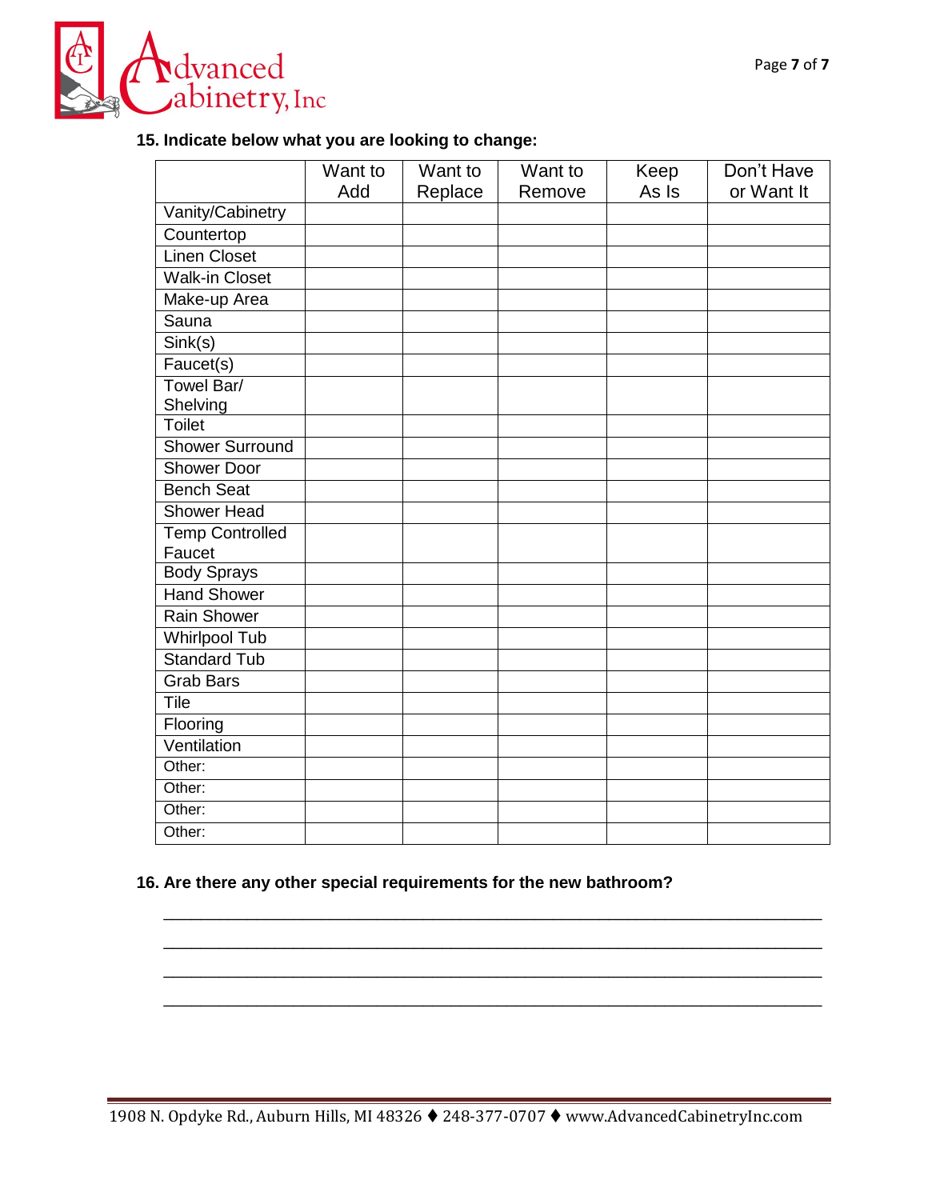**15. Indicate below what you are looking to change:**

| | Want to Add | Want to Replace | Want to Remove | Keep As Is | Don't Have or Want It |
|---|---|---|---|---|---|
| Vanity/Cabinetry | | | | | |
| Countertop | | | | | |
| Linen Closet | | | | | |
| Walk-in Closet | | | | | |
| Make-up Area | | | | | |
| Sauna | | | | | |
| Sink(s) | | | | | |
| Faucet(s) | | | | | |
| Towel Bar/ Shelving | | | | | |
| Toilet | | | | | |
| Shower Surround | | | | | |
| Shower Door | | | | | |
| Bench Seat | | | | | |
| Shower Head | | | | | |
| Temp Controlled Faucet | | | | | |
| Body Sprays | | | | | |
| Hand Shower | | | | | |
| Rain Shower | | | | | |
| Whirlpool Tub | | | | | |
| Standard Tub | | | | | |
| Grab Bars | | | | | |
| Tile | | | | | |
| Flooring | | | | | |
| Ventilation | | | | | |
| Other: | | | | | |
| Other: | | | | | |
| Other: | | | | | |
| Other: | | | | | |

**16. Are there any other special requirements for the new bathroom?**

_______________________________________________________________________

_______________________________________________________________________

_______________________________________________________________________

_______________________________________________________________________

1908 N. Opdyke Rd., Auburn Hills, MI 48326 ♦ 248-377-0707 ♦ www.AdvancedCabinetryInc.com